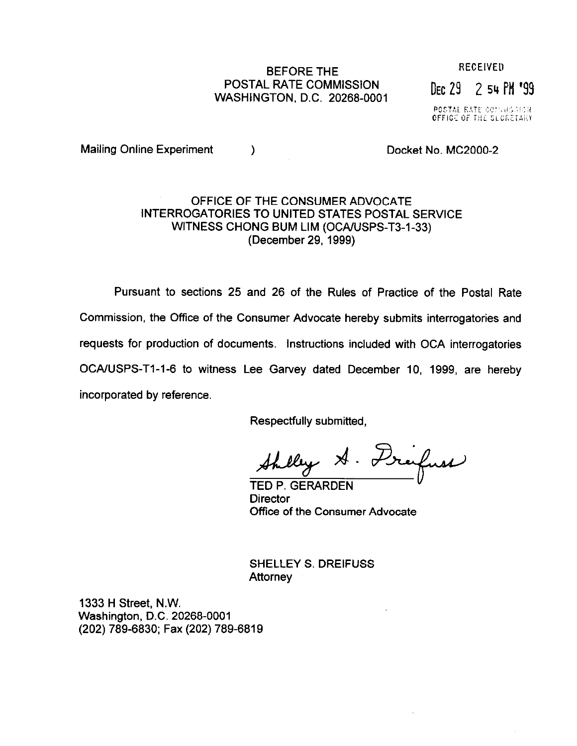BEFORE THE
POSTAL RATE COMMISSION
WASHINGTON, D.C. 20268-0001

RECEIVED

DEC 29 2 54 PM '99

POSTAL RATE COMMISSION
OFFICE OF THE SECRETARY

Mailing Online Experiment )    Docket No. MC2000-2

## OFFICE OF THE CONSUMER ADVOCATE INTERROGATORIES TO UNITED STATES POSTAL SERVICE WITNESS CHONG BUM LIM (OCA/USPS-T3-1-33) (December 29, 1999)

Pursuant to sections 25 and 26 of the Rules of Practice of the Postal Rate Commission, the Office of the Consumer Advocate hereby submits interrogatories and requests for production of documents. Instructions included with OCA interrogatories OCA/USPS-T1-1-6 to witness Lee Garvey dated December 10, 1999, are hereby incorporated by reference.

Respectfully submitted,

Shelley S. Dreifuss

TED P. GERARDEN
Director
Office of the Consumer Advocate

SHELLEY S. DREIFUSS
Attorney

1333 H Street, N.W.
Washington, D.C. 20268-0001
(202) 789-6830; Fax (202) 789-6819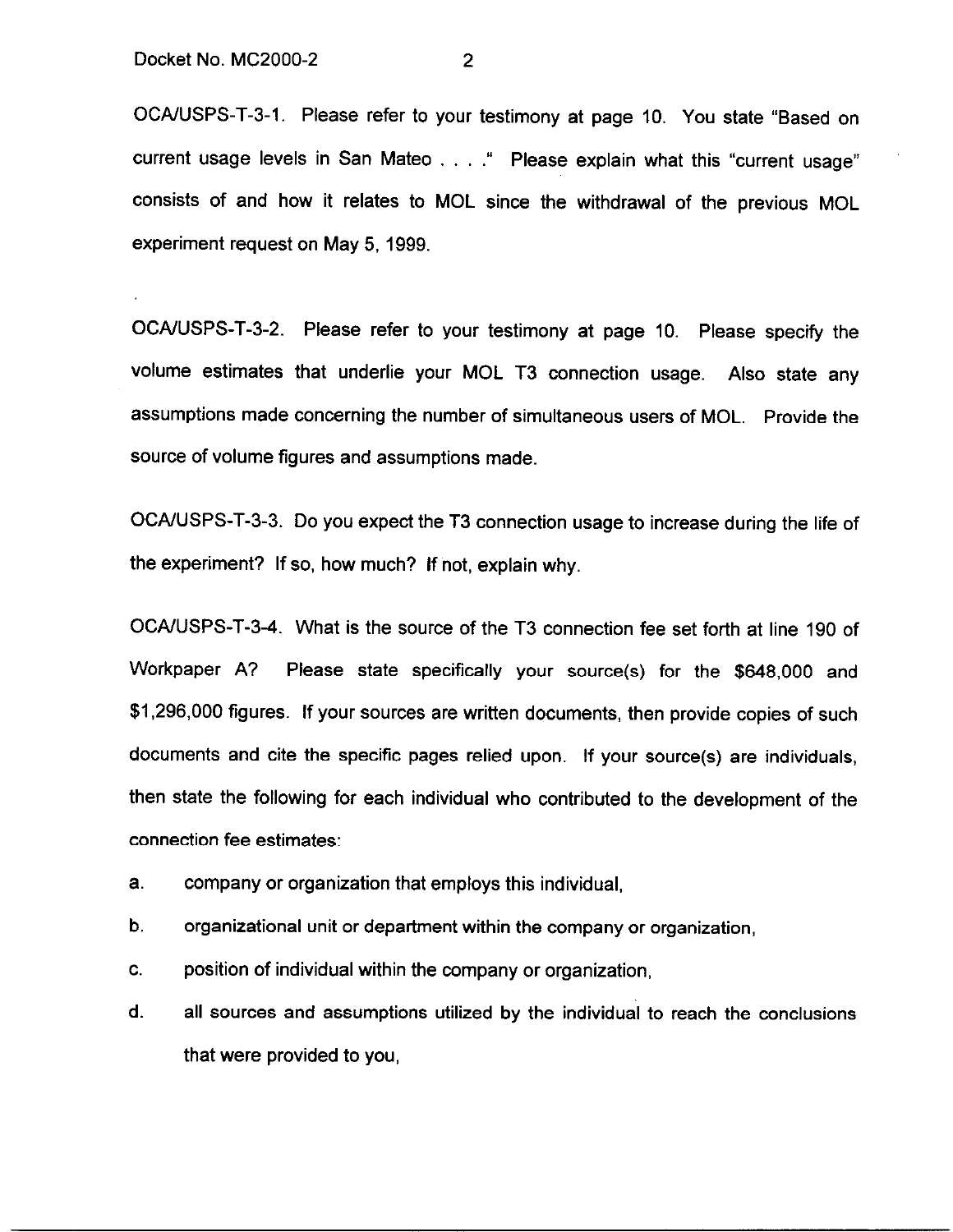OCA/USPS-T-3-1. Please refer to your testimony at page 10. You state "Based on current usage levels in San Mateo . . . ." Please explain what this "current usage" consists of and how it relates to MOL since the withdrawal of the previous MOL experiment request on May 5, 1999.

OCA/USPS-T-3-2. Please refer to your testimony at page 10. Please specify the volume estimates that underlie your MOL T3 connection usage. Also state any assumptions made concerning the number of simultaneous users of MOL. Provide the source of volume figures and assumptions made.

OCA/USPS-T-3-3. Do you expect the T3 connection usage to increase during the life of the experiment? If so, how much? If not, explain why.

OCA/USPS-T-3-4. What is the source of the T3 connection fee set forth at line 190 of Workpaper A? Please state specifically your source(s) for the $648,000 and $1,296,000 figures. If your sources are written documents, then provide copies of such documents and cite the specific pages relied upon. If your source(s) are individuals, then state the following for each individual who contributed to the development of the connection fee estimates:

a. company or organization that employs this individual,

b. organizational unit or department within the company or organization,

c. position of individual within the company or organization,

d. all sources and assumptions utilized by the individual to reach the conclusions that were provided to you,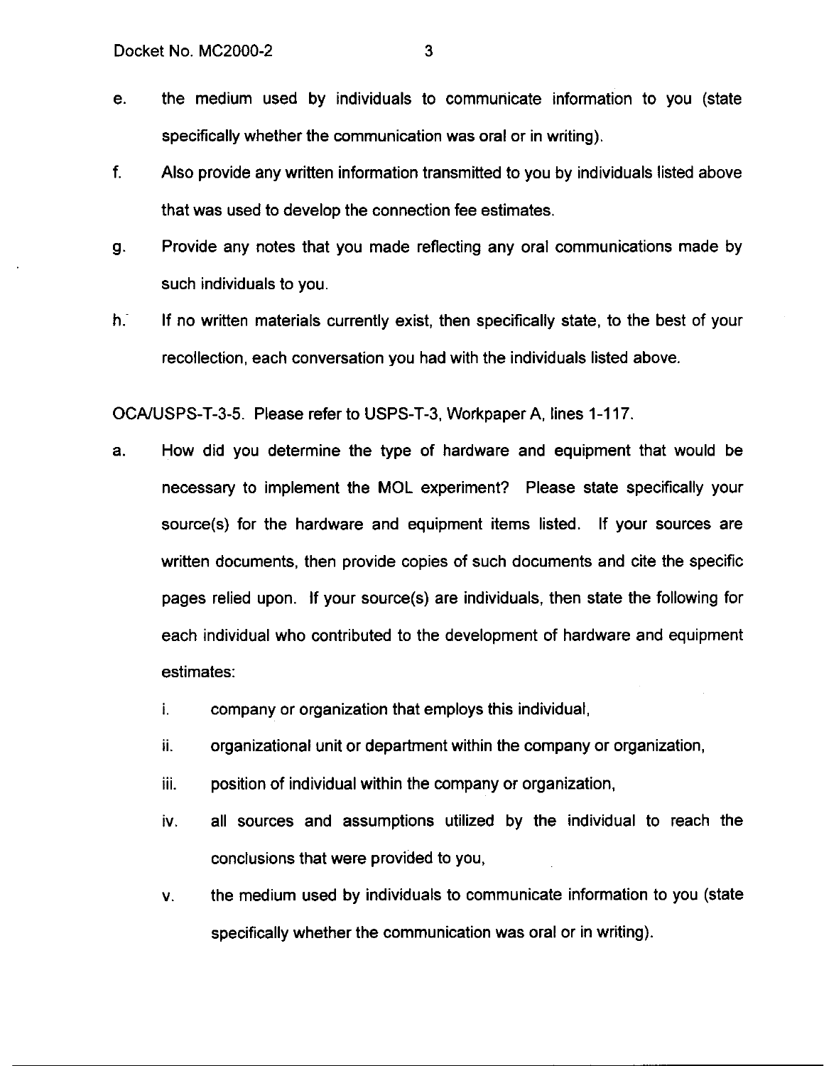e. the medium used by individuals to communicate information to you (state specifically whether the communication was oral or in writing).

f. Also provide any written information transmitted to you by individuals listed above that was used to develop the connection fee estimates.

g. Provide any notes that you made reflecting any oral communications made by such individuals to you.

h. If no written materials currently exist, then specifically state, to the best of your recollection, each conversation you had with the individuals listed above.

OCA/USPS-T-3-5. Please refer to USPS-T-3, Workpaper A, lines 1-117.

a. How did you determine the type of hardware and equipment that would be necessary to implement the MOL experiment? Please state specifically your source(s) for the hardware and equipment items listed. If your sources are written documents, then provide copies of such documents and cite the specific pages relied upon. If your source(s) are individuals, then state the following for each individual who contributed to the development of hardware and equipment estimates:

   i. company or organization that employs this individual,

   ii. organizational unit or department within the company or organization,

   iii. position of individual within the company or organization,

   iv. all sources and assumptions utilized by the individual to reach the conclusions that were provided to you,

   v. the medium used by individuals to communicate information to you (state specifically whether the communication was oral or in writing).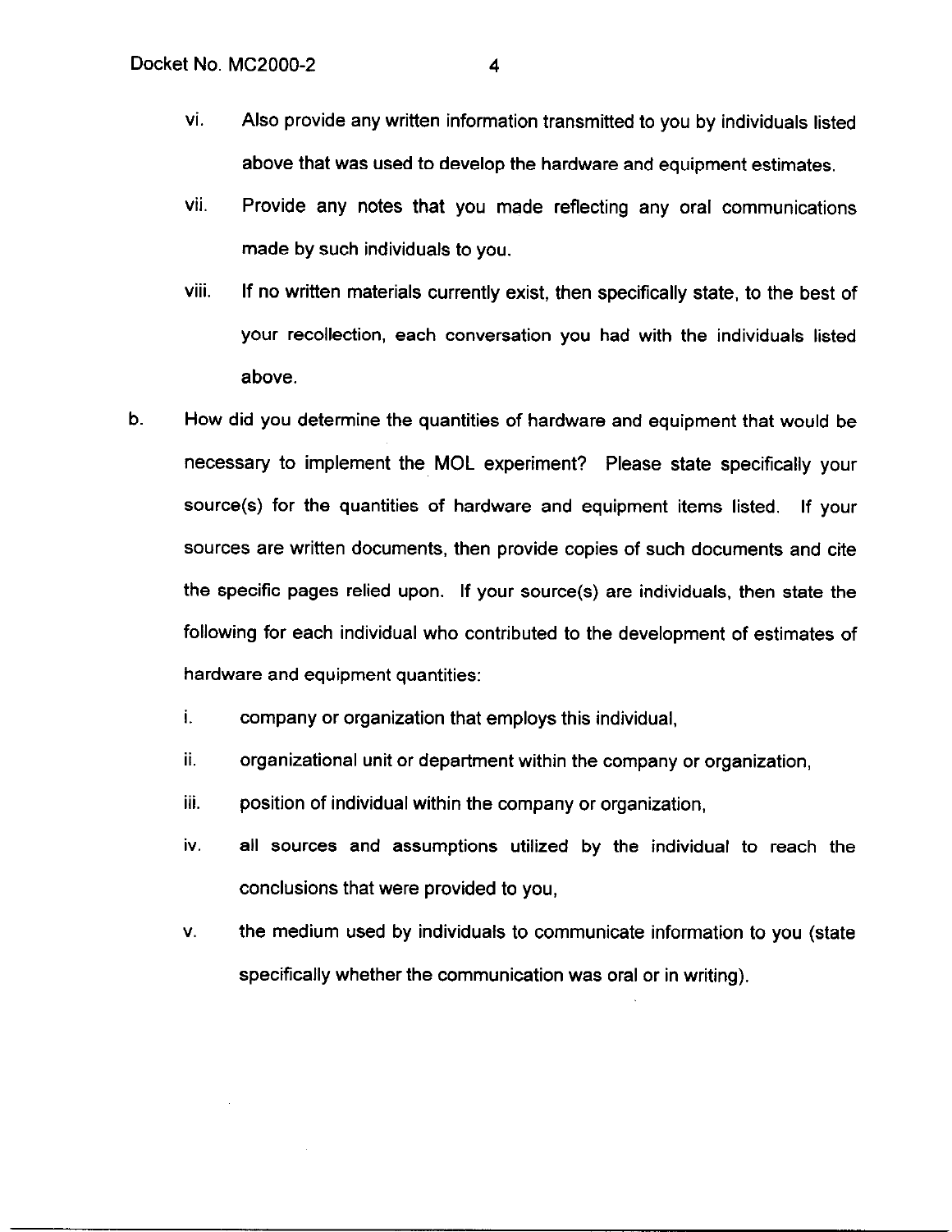vi. Also provide any written information transmitted to you by individuals listed above that was used to develop the hardware and equipment estimates.

vii. Provide any notes that you made reflecting any oral communications made by such individuals to you.

viii. If no written materials currently exist, then specifically state, to the best of your recollection, each conversation you had with the individuals listed above.

b. How did you determine the quantities of hardware and equipment that would be necessary to implement the MOL experiment? Please state specifically your source(s) for the quantities of hardware and equipment items listed. If your sources are written documents, then provide copies of such documents and cite the specific pages relied upon. If your source(s) are individuals, then state the following for each individual who contributed to the development of estimates of hardware and equipment quantities:

   i. company or organization that employs this individual,

   ii. organizational unit or department within the company or organization,

   iii. position of individual within the company or organization,

   iv. all sources and assumptions utilized by the individual to reach the conclusions that were provided to you,

   v. the medium used by individuals to communicate information to you (state specifically whether the communication was oral or in writing).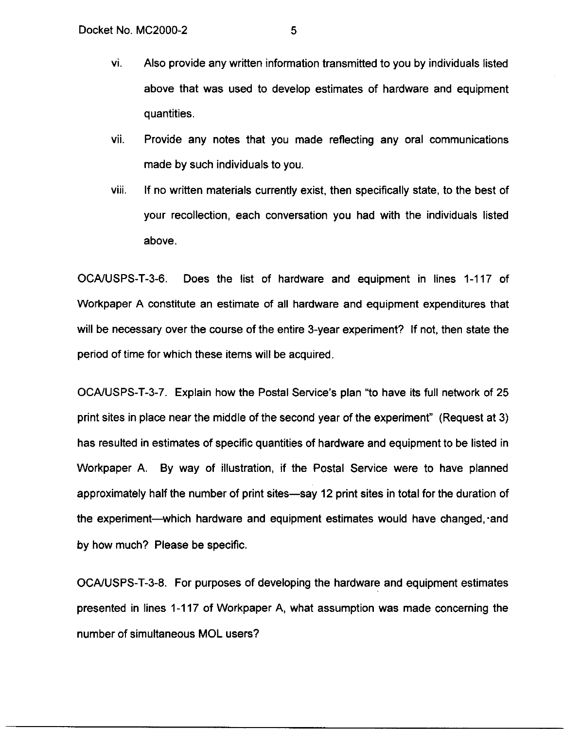vi. Also provide any written information transmitted to you by individuals listed above that was used to develop estimates of hardware and equipment quantities.

vii. Provide any notes that you made reflecting any oral communications made by such individuals to you.

viii. If no written materials currently exist, then specifically state, to the best of your recollection, each conversation you had with the individuals listed above.

OCA/USPS-T-3-6. Does the list of hardware and equipment in lines 1-117 of Workpaper A constitute an estimate of all hardware and equipment expenditures that will be necessary over the course of the entire 3-year experiment? If not, then state the period of time for which these items will be acquired.

OCA/USPS-T-3-7. Explain how the Postal Service's plan "to have its full network of 25 print sites in place near the middle of the second year of the experiment" (Request at 3) has resulted in estimates of specific quantities of hardware and equipment to be listed in Workpaper A. By way of illustration, if the Postal Service were to have planned approximately half the number of print sites—say 12 print sites in total for the duration of the experiment—which hardware and equipment estimates would have changed, and by how much? Please be specific.

OCA/USPS-T-3-8. For purposes of developing the hardware and equipment estimates presented in lines 1-117 of Workpaper A, what assumption was made concerning the number of simultaneous MOL users?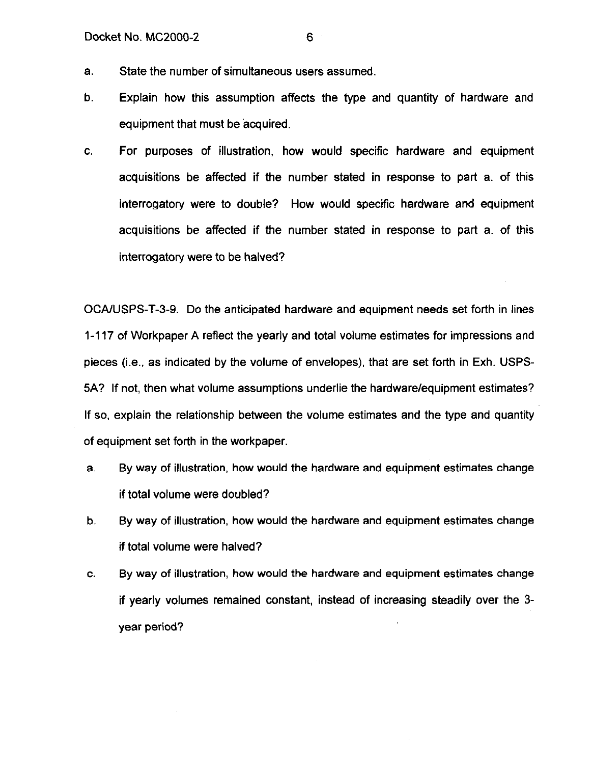a. State the number of simultaneous users assumed.

b. Explain how this assumption affects the type and quantity of hardware and equipment that must be acquired.

c. For purposes of illustration, how would specific hardware and equipment acquisitions be affected if the number stated in response to part a. of this interrogatory were to double? How would specific hardware and equipment acquisitions be affected if the number stated in response to part a. of this interrogatory were to be halved?

OCA/USPS-T-3-9. Do the anticipated hardware and equipment needs set forth in lines 1-117 of Workpaper A reflect the yearly and total volume estimates for impressions and pieces (i.e., as indicated by the volume of envelopes), that are set forth in Exh. USPS-5A? If not, then what volume assumptions underlie the hardware/equipment estimates? If so, explain the relationship between the volume estimates and the type and quantity of equipment set forth in the workpaper.

a. By way of illustration, how would the hardware and equipment estimates change if total volume were doubled?

b. By way of illustration, how would the hardware and equipment estimates change if total volume were halved?

c. By way of illustration, how would the hardware and equipment estimates change if yearly volumes remained constant, instead of increasing steadily over the 3-year period?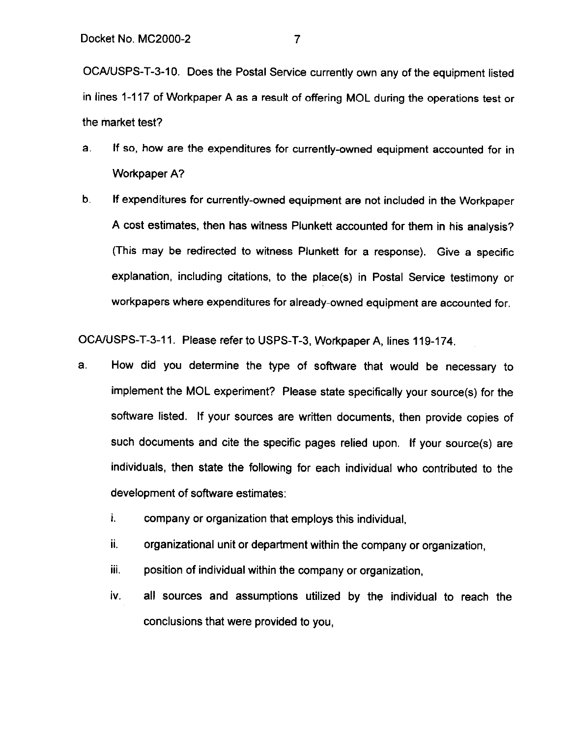OCA/USPS-T-3-10. Does the Postal Service currently own any of the equipment listed in lines 1-117 of Workpaper A as a result of offering MOL during the operations test or the market test?

a. If so, how are the expenditures for currently-owned equipment accounted for in Workpaper A?

b. If expenditures for currently-owned equipment are not included in the Workpaper A cost estimates, then has witness Plunkett accounted for them in his analysis? (This may be redirected to witness Plunkett for a response). Give a specific explanation, including citations, to the place(s) in Postal Service testimony or workpapers where expenditures for already-owned equipment are accounted for.

OCA/USPS-T-3-11. Please refer to USPS-T-3, Workpaper A, lines 119-174.

a. How did you determine the type of software that would be necessary to implement the MOL experiment? Please state specifically your source(s) for the software listed. If your sources are written documents, then provide copies of such documents and cite the specific pages relied upon. If your source(s) are individuals, then state the following for each individual who contributed to the development of software estimates:

   i. company or organization that employs this individual,

   ii. organizational unit or department within the company or organization,

   iii. position of individual within the company or organization,

   iv. all sources and assumptions utilized by the individual to reach the conclusions that were provided to you,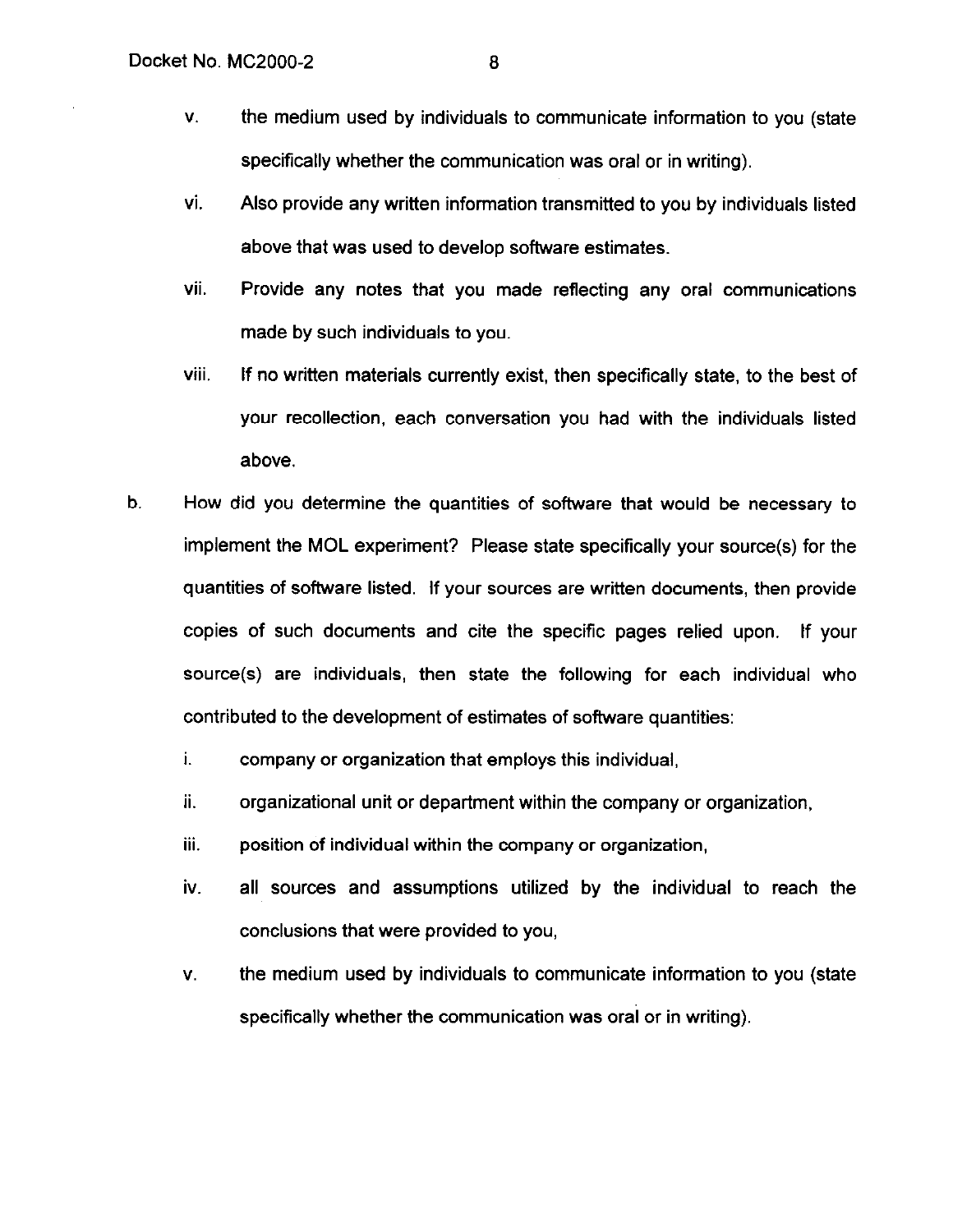v. the medium used by individuals to communicate information to you (state specifically whether the communication was oral or in writing).

vi. Also provide any written information transmitted to you by individuals listed above that was used to develop software estimates.

vii. Provide any notes that you made reflecting any oral communications made by such individuals to you.

viii. If no written materials currently exist, then specifically state, to the best of your recollection, each conversation you had with the individuals listed above.

b. How did you determine the quantities of software that would be necessary to implement the MOL experiment? Please state specifically your source(s) for the quantities of software listed. If your sources are written documents, then provide copies of such documents and cite the specific pages relied upon. If your source(s) are individuals, then state the following for each individual who contributed to the development of estimates of software quantities:

i. company or organization that employs this individual,

ii. organizational unit or department within the company or organization,

iii. position of individual within the company or organization,

iv. all sources and assumptions utilized by the individual to reach the conclusions that were provided to you,

v. the medium used by individuals to communicate information to you (state specifically whether the communication was oral or in writing).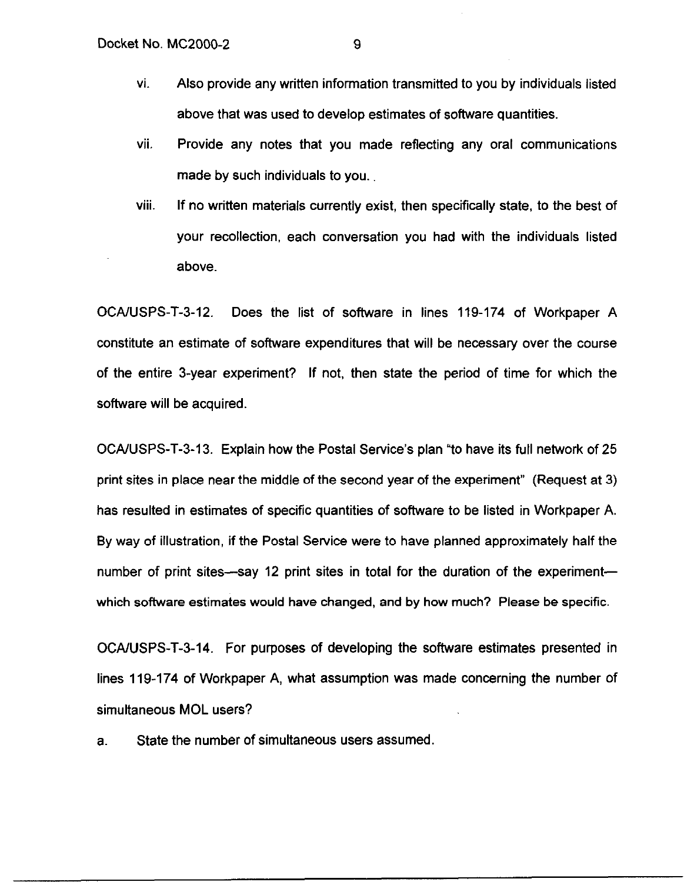vi. Also provide any written information transmitted to you by individuals listed above that was used to develop estimates of software quantities.

vii. Provide any notes that you made reflecting any oral communications made by such individuals to you. .

viii. If no written materials currently exist, then specifically state, to the best of your recollection, each conversation you had with the individuals listed above.

OCA/USPS-T-3-12. Does the list of software in lines 119-174 of Workpaper A constitute an estimate of software expenditures that will be necessary over the course of the entire 3-year experiment? If not, then state the period of time for which the software will be acquired.

OCA/USPS-T-3-13. Explain how the Postal Service's plan "to have its full network of 25 print sites in place near the middle of the second year of the experiment" (Request at 3) has resulted in estimates of specific quantities of software to be listed in Workpaper A. By way of illustration, if the Postal Service were to have planned approximately half the number of print sites—say 12 print sites in total for the duration of the experiment—which software estimates would have changed, and by how much? Please be specific.

OCA/USPS-T-3-14. For purposes of developing the software estimates presented in lines 119-174 of Workpaper A, what assumption was made concerning the number of simultaneous MOL users?

a. State the number of simultaneous users assumed.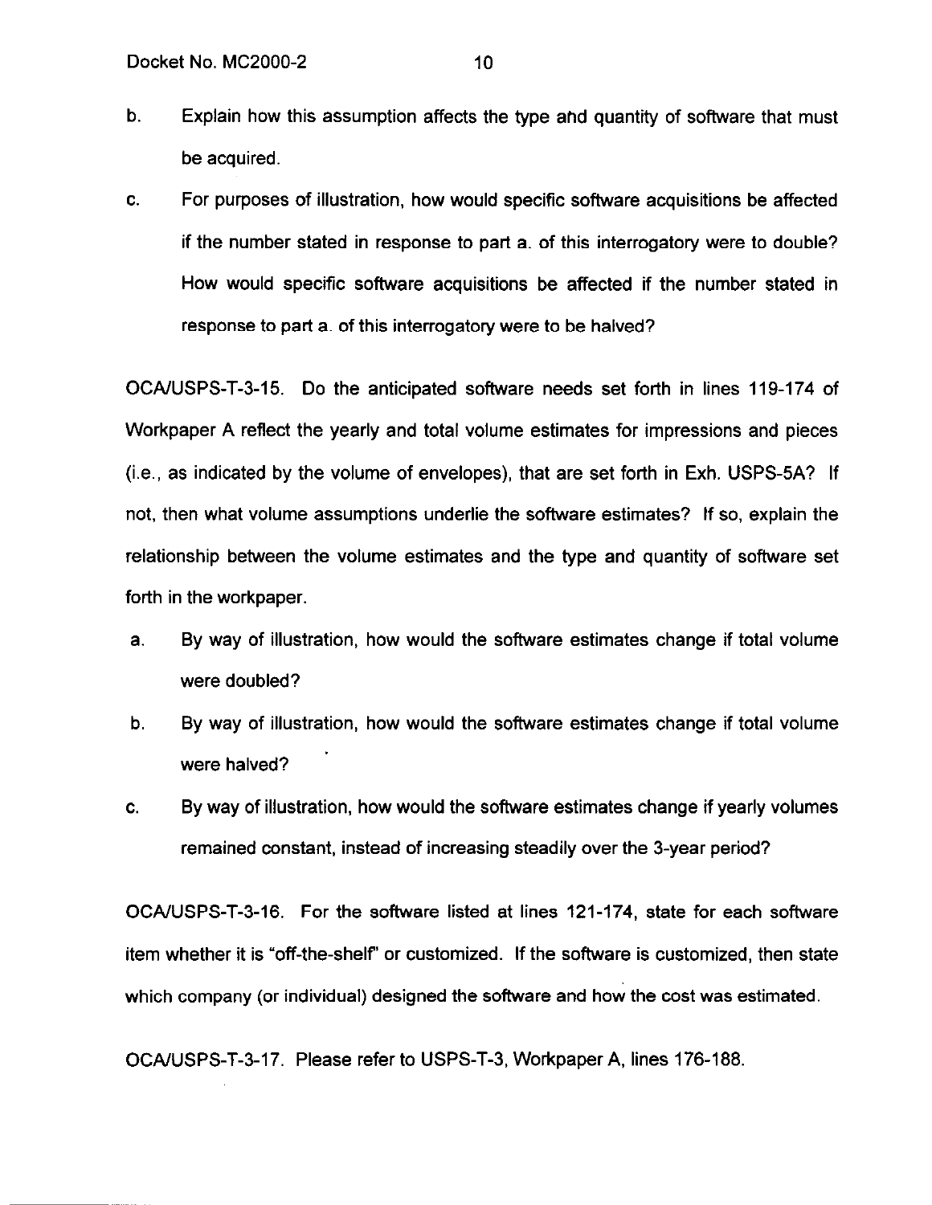b. Explain how this assumption affects the type and quantity of software that must be acquired.

c. For purposes of illustration, how would specific software acquisitions be affected if the number stated in response to part a. of this interrogatory were to double? How would specific software acquisitions be affected if the number stated in response to part a. of this interrogatory were to be halved?

OCA/USPS-T-3-15. Do the anticipated software needs set forth in lines 119-174 of Workpaper A reflect the yearly and total volume estimates for impressions and pieces (i.e., as indicated by the volume of envelopes), that are set forth in Exh. USPS-5A? If not, then what volume assumptions underlie the software estimates? If so, explain the relationship between the volume estimates and the type and quantity of software set forth in the workpaper.

a. By way of illustration, how would the software estimates change if total volume were doubled?

b. By way of illustration, how would the software estimates change if total volume were halved?

c. By way of illustration, how would the software estimates change if yearly volumes remained constant, instead of increasing steadily over the 3-year period?

OCA/USPS-T-3-16. For the software listed at lines 121-174, state for each software item whether it is "off-the-shelf" or customized. If the software is customized, then state which company (or individual) designed the software and how the cost was estimated.

OCA/USPS-T-3-17. Please refer to USPS-T-3, Workpaper A, lines 176-188.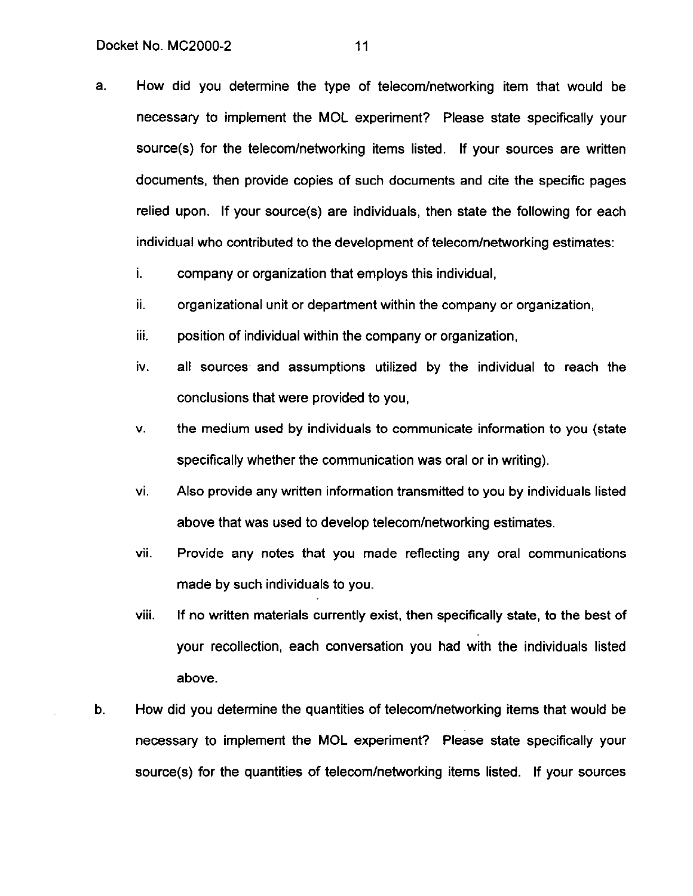a. How did you determine the type of telecom/networking item that would be necessary to implement the MOL experiment? Please state specifically your source(s) for the telecom/networking items listed. If your sources are written documents, then provide copies of such documents and cite the specific pages relied upon. If your source(s) are individuals, then state the following for each individual who contributed to the development of telecom/networking estimates:

   i. company or organization that employs this individual,

   ii. organizational unit or department within the company or organization,

   iii. position of individual within the company or organization,

   iv. all sources and assumptions utilized by the individual to reach the conclusions that were provided to you,

   v. the medium used by individuals to communicate information to you (state specifically whether the communication was oral or in writing).

   vi. Also provide any written information transmitted to you by individuals listed above that was used to develop telecom/networking estimates.

   vii. Provide any notes that you made reflecting any oral communications made by such individuals to you.

   viii. If no written materials currently exist, then specifically state, to the best of your recollection, each conversation you had with the individuals listed above.

b. How did you determine the quantities of telecom/networking items that would be necessary to implement the MOL experiment? Please state specifically your source(s) for the quantities of telecom/networking items listed. If your sources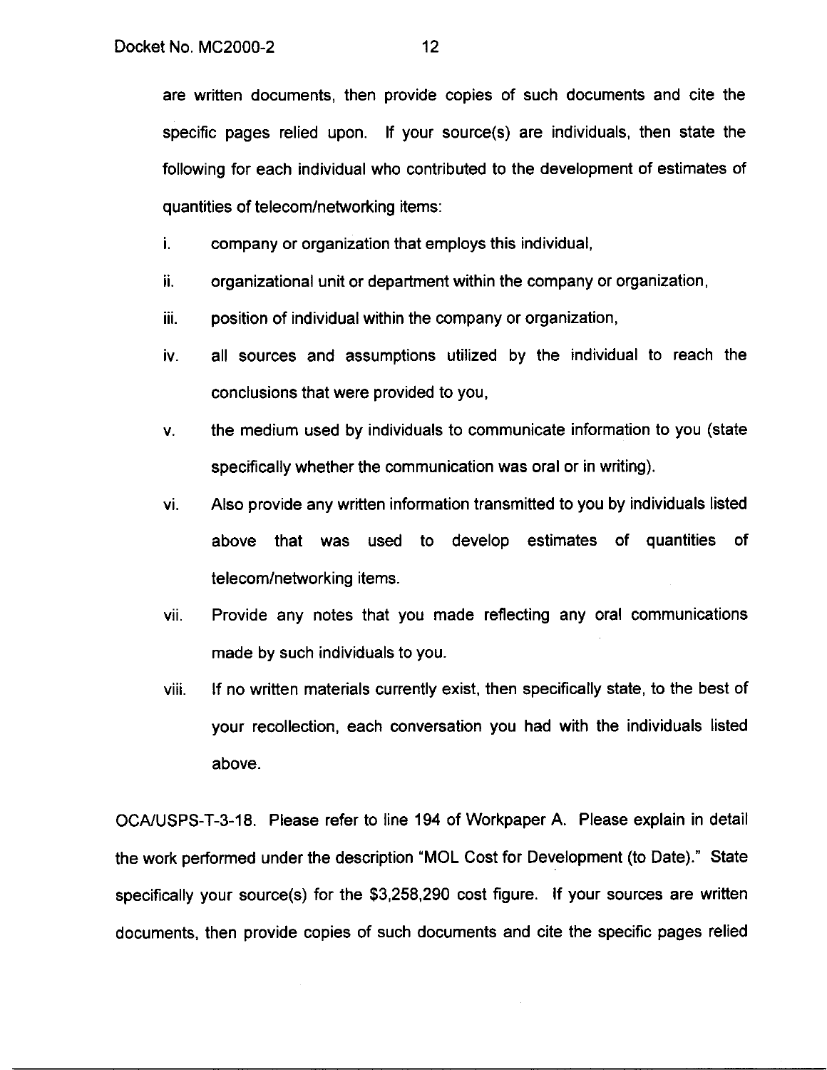are written documents, then provide copies of such documents and cite the specific pages relied upon. If your source(s) are individuals, then state the following for each individual who contributed to the development of estimates of quantities of telecom/networking items:

i. company or organization that employs this individual,

ii. organizational unit or department within the company or organization,

iii. position of individual within the company or organization,

iv. all sources and assumptions utilized by the individual to reach the conclusions that were provided to you,

v. the medium used by individuals to communicate information to you (state specifically whether the communication was oral or in writing).

vi. Also provide any written information transmitted to you by individuals listed above that was used to develop estimates of quantities of telecom/networking items.

vii. Provide any notes that you made reflecting any oral communications made by such individuals to you.

viii. If no written materials currently exist, then specifically state, to the best of your recollection, each conversation you had with the individuals listed above.

OCA/USPS-T-3-18. Please refer to line 194 of Workpaper A. Please explain in detail the work performed under the description "MOL Cost for Development (to Date)." State specifically your source(s) for the $3,258,290 cost figure. If your sources are written documents, then provide copies of such documents and cite the specific pages relied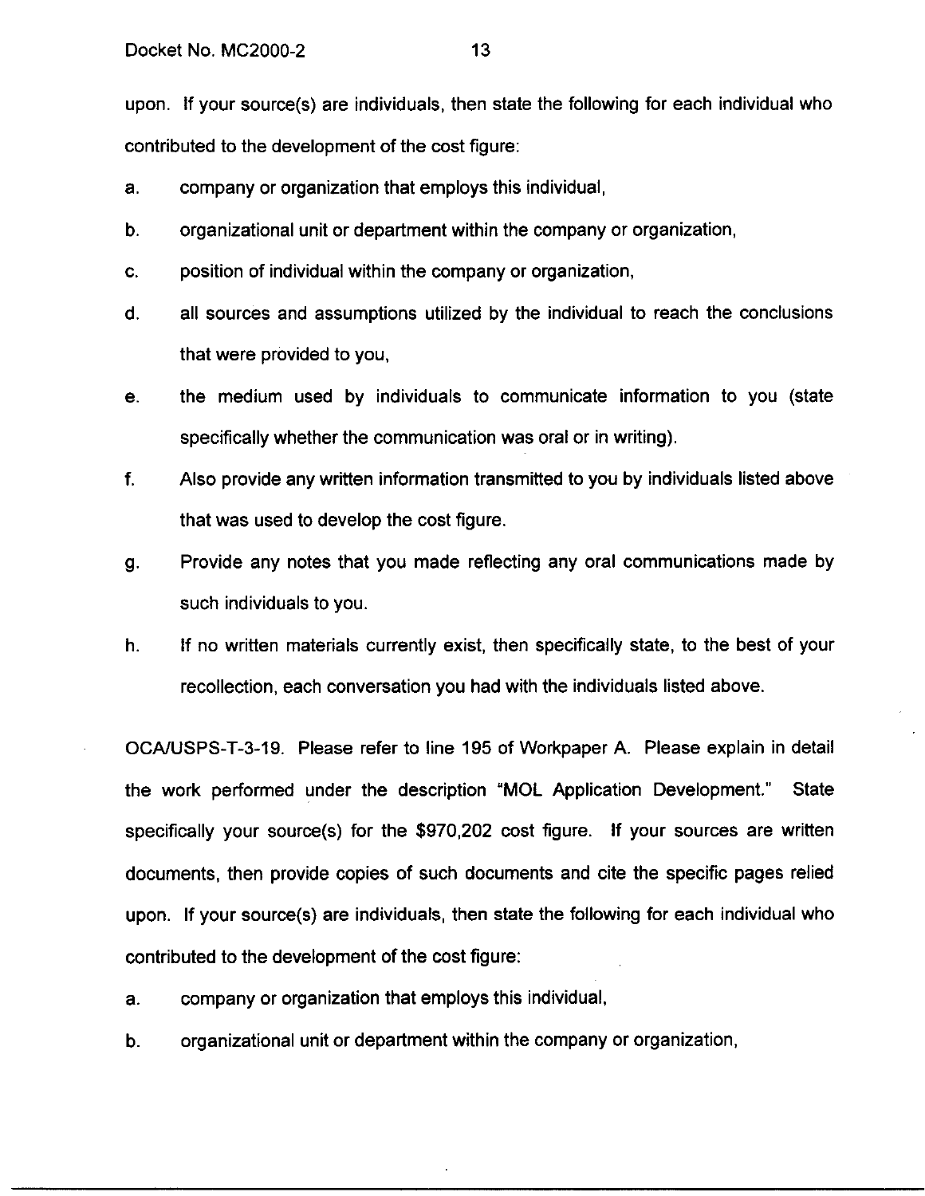upon. If your source(s) are individuals, then state the following for each individual who contributed to the development of the cost figure:

a. company or organization that employs this individual,

b. organizational unit or department within the company or organization,

c. position of individual within the company or organization,

d. all sources and assumptions utilized by the individual to reach the conclusions that were provided to you,

e. the medium used by individuals to communicate information to you (state specifically whether the communication was oral or in writing).

f. Also provide any written information transmitted to you by individuals listed above that was used to develop the cost figure.

g. Provide any notes that you made reflecting any oral communications made by such individuals to you.

h. If no written materials currently exist, then specifically state, to the best of your recollection, each conversation you had with the individuals listed above.

OCA/USPS-T-3-19. Please refer to line 195 of Workpaper A. Please explain in detail the work performed under the description "MOL Application Development." State specifically your source(s) for the $970,202 cost figure. If your sources are written documents, then provide copies of such documents and cite the specific pages relied upon. If your source(s) are individuals, then state the following for each individual who contributed to the development of the cost figure:

a. company or organization that employs this individual,

b. organizational unit or department within the company or organization,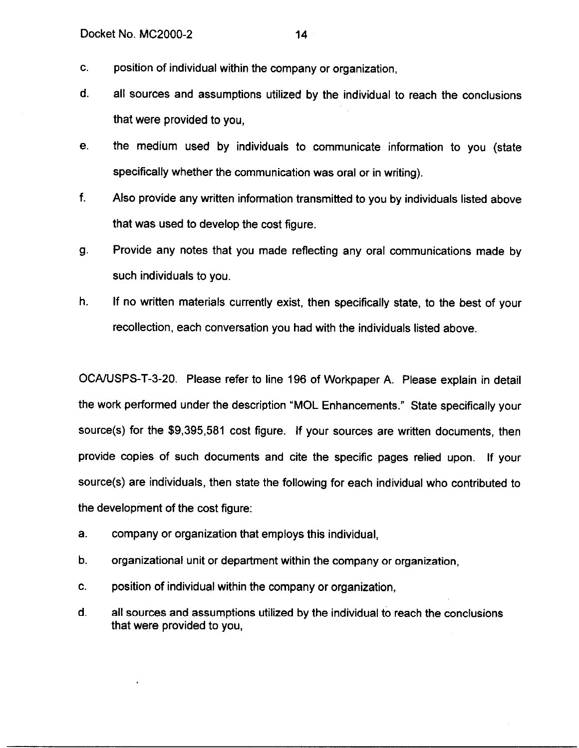c. position of individual within the company or organization,

d. all sources and assumptions utilized by the individual to reach the conclusions that were provided to you,

e. the medium used by individuals to communicate information to you (state specifically whether the communication was oral or in writing).

f. Also provide any written information transmitted to you by individuals listed above that was used to develop the cost figure.

g. Provide any notes that you made reflecting any oral communications made by such individuals to you.

h. If no written materials currently exist, then specifically state, to the best of your recollection, each conversation you had with the individuals listed above.

OCA/USPS-T-3-20. Please refer to line 196 of Workpaper A. Please explain in detail the work performed under the description "MOL Enhancements." State specifically your source(s) for the $9,395,581 cost figure. If your sources are written documents, then provide copies of such documents and cite the specific pages relied upon. If your source(s) are individuals, then state the following for each individual who contributed to the development of the cost figure:

a. company or organization that employs this individual,

b. organizational unit or department within the company or organization,

c. position of individual within the company or organization,

d. all sources and assumptions utilized by the individual to reach the conclusions that were provided to you,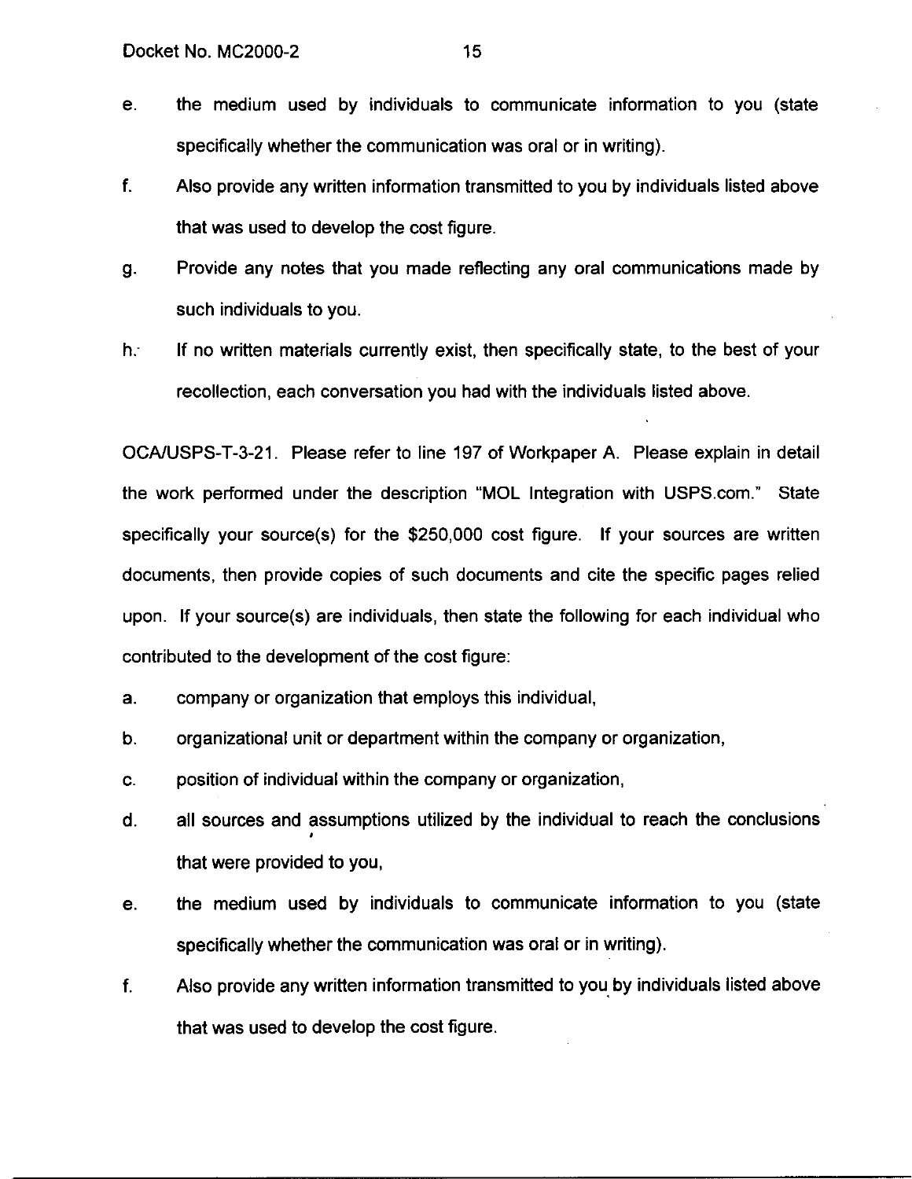e. the medium used by individuals to communicate information to you (state specifically whether the communication was oral or in writing).

f. Also provide any written information transmitted to you by individuals listed above that was used to develop the cost figure.

g. Provide any notes that you made reflecting any oral communications made by such individuals to you.

h. If no written materials currently exist, then specifically state, to the best of your recollection, each conversation you had with the individuals listed above.

OCA/USPS-T-3-21. Please refer to line 197 of Workpaper A. Please explain in detail the work performed under the description "MOL Integration with USPS.com." State specifically your source(s) for the $250,000 cost figure. If your sources are written documents, then provide copies of such documents and cite the specific pages relied upon. If your source(s) are individuals, then state the following for each individual who contributed to the development of the cost figure:

a. company or organization that employs this individual,

b. organizational unit or department within the company or organization,

c. position of individual within the company or organization,

d. all sources and assumptions utilized by the individual to reach the conclusions that were provided to you,

e. the medium used by individuals to communicate information to you (state specifically whether the communication was oral or in writing).

f. Also provide any written information transmitted to you by individuals listed above that was used to develop the cost figure.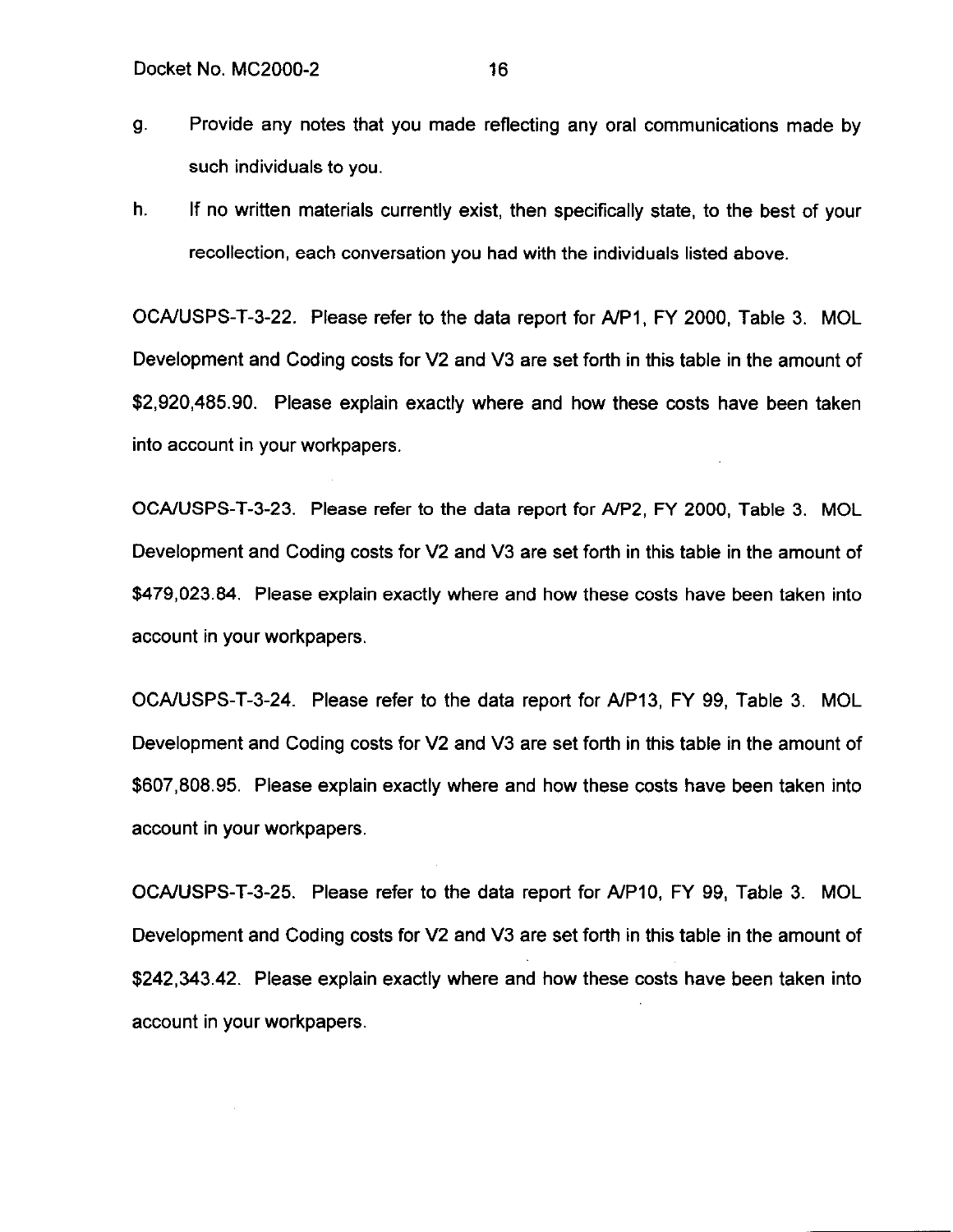g. Provide any notes that you made reflecting any oral communications made by such individuals to you.

h. If no written materials currently exist, then specifically state, to the best of your recollection, each conversation you had with the individuals listed above.

OCA/USPS-T-3-22. Please refer to the data report for A/P1, FY 2000, Table 3. MOL Development and Coding costs for V2 and V3 are set forth in this table in the amount of $2,920,485.90. Please explain exactly where and how these costs have been taken into account in your workpapers.

OCA/USPS-T-3-23. Please refer to the data report for A/P2, FY 2000, Table 3. MOL Development and Coding costs for V2 and V3 are set forth in this table in the amount of $479,023.84. Please explain exactly where and how these costs have been taken into account in your workpapers.

OCA/USPS-T-3-24. Please refer to the data report for A/P13, FY 99, Table 3. MOL Development and Coding costs for V2 and V3 are set forth in this table in the amount of $607,808.95. Please explain exactly where and how these costs have been taken into account in your workpapers.

OCA/USPS-T-3-25. Please refer to the data report for A/P10, FY 99, Table 3. MOL Development and Coding costs for V2 and V3 are set forth in this table in the amount of $242,343.42. Please explain exactly where and how these costs have been taken into account in your workpapers.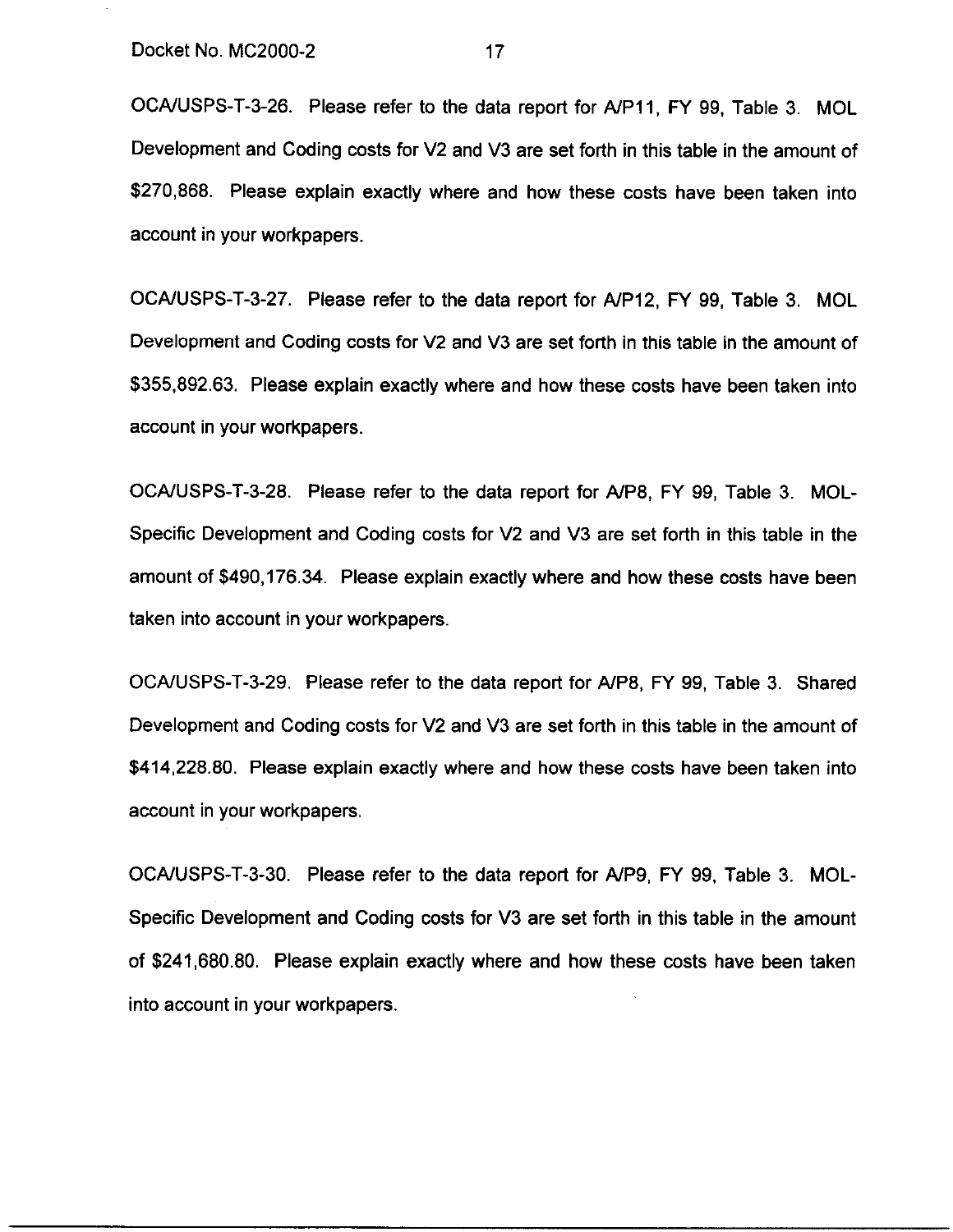OCA/USPS-T-3-26. Please refer to the data report for A/P11, FY 99, Table 3. MOL Development and Coding costs for V2 and V3 are set forth in this table in the amount of $270,868. Please explain exactly where and how these costs have been taken into account in your workpapers.

OCA/USPS-T-3-27. Please refer to the data report for A/P12, FY 99, Table 3. MOL Development and Coding costs for V2 and V3 are set forth in this table in the amount of $355,892.63. Please explain exactly where and how these costs have been taken into account in your workpapers.

OCA/USPS-T-3-28. Please refer to the data report for A/P8, FY 99, Table 3. MOL-Specific Development and Coding costs for V2 and V3 are set forth in this table in the amount of $490,176.34. Please explain exactly where and how these costs have been taken into account in your workpapers.

OCA/USPS-T-3-29. Please refer to the data report for A/P8, FY 99, Table 3. Shared Development and Coding costs for V2 and V3 are set forth in this table in the amount of $414,228.80. Please explain exactly where and how these costs have been taken into account in your workpapers.

OCA/USPS-T-3-30. Please refer to the data report for A/P9, FY 99, Table 3. MOL-Specific Development and Coding costs for V3 are set forth in this table in the amount of $241,680.80. Please explain exactly where and how these costs have been taken into account in your workpapers.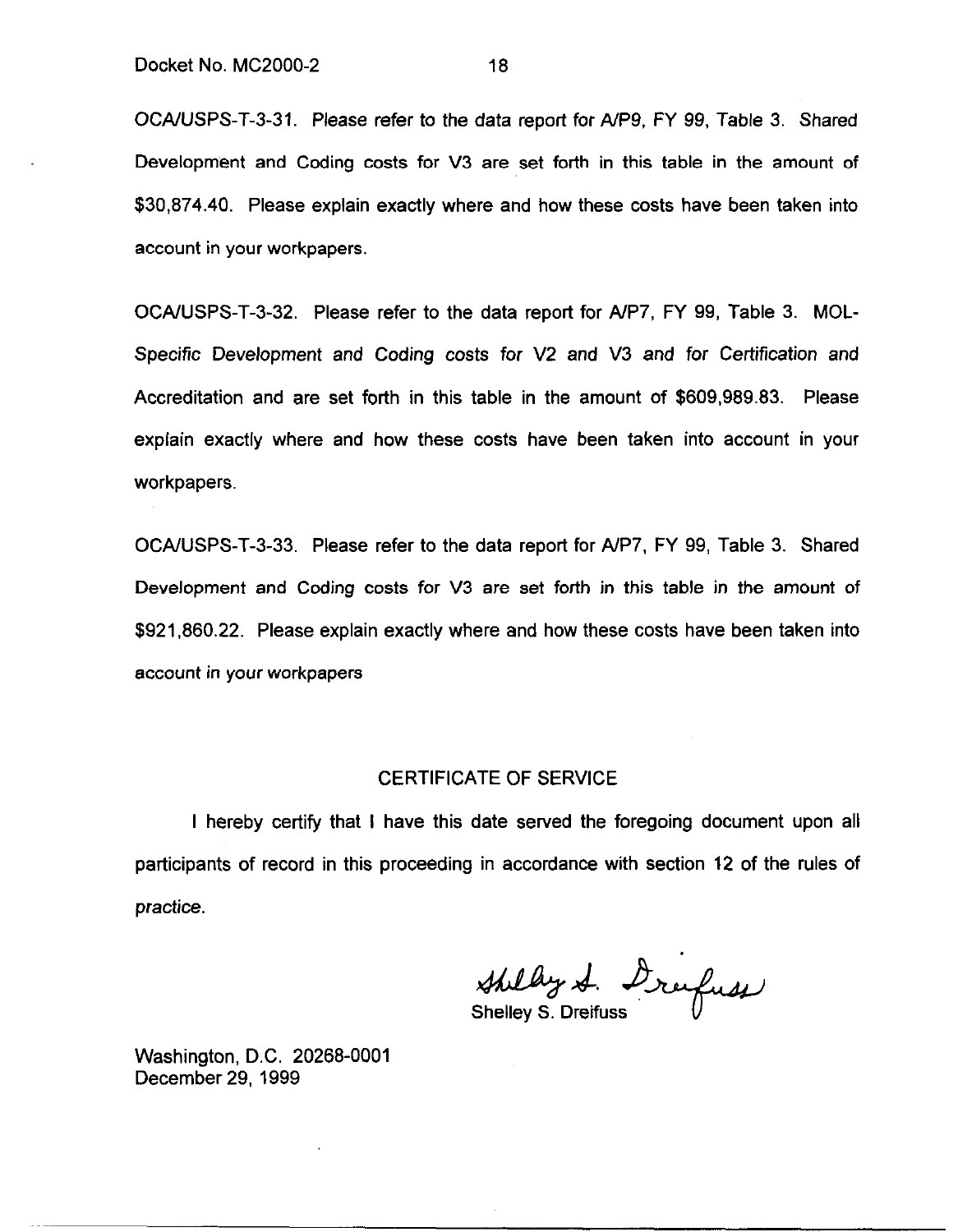OCA/USPS-T-3-31. Please refer to the data report for A/P9, FY 99, Table 3. Shared Development and Coding costs for V3 are set forth in this table in the amount of $30,874.40. Please explain exactly where and how these costs have been taken into account in your workpapers.

OCA/USPS-T-3-32. Please refer to the data report for A/P7, FY 99, Table 3. MOL-Specific Development and Coding costs for V2 and V3 and for Certification and Accreditation and are set forth in this table in the amount of $609,989.83. Please explain exactly where and how these costs have been taken into account in your workpapers.

OCA/USPS-T-3-33. Please refer to the data report for A/P7, FY 99, Table 3. Shared Development and Coding costs for V3 are set forth in this table in the amount of $921,860.22. Please explain exactly where and how these costs have been taken into account in your workpapers

## CERTIFICATE OF SERVICE

I hereby certify that I have this date served the foregoing document upon all participants of record in this proceeding in accordance with section 12 of the rules of practice.

Shelley S. Dreifuss

Shelley S. Dreifuss

Washington, D.C. 20268-0001
December 29, 1999